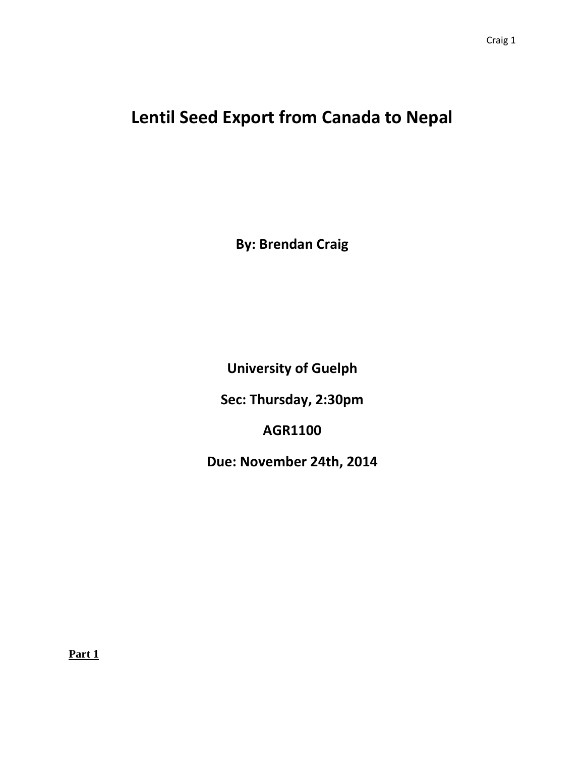# Lentil Seed Export from Canada to Nepal

**By: Brendan Craig**

**University of Guelph**

**Sec: Thursday, 2:30pm**

**AGR1100**

**Due: November 24th, 2014**

## Part 1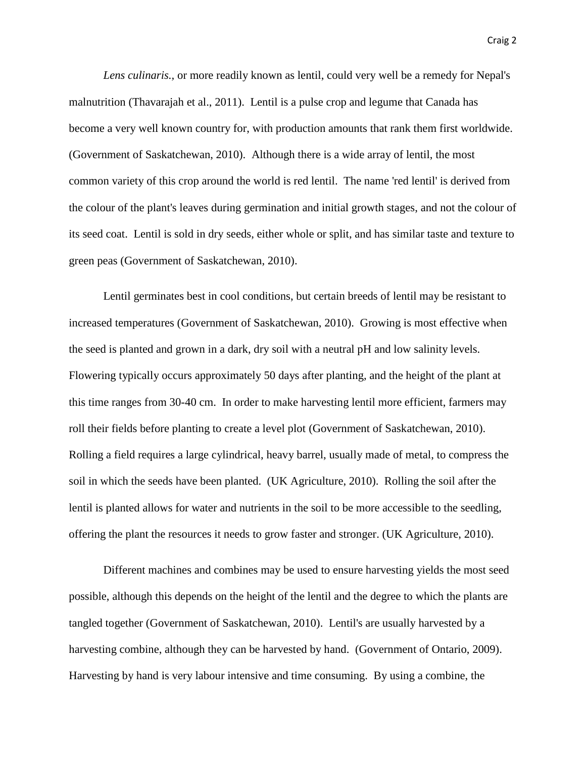*Lens culinaris.*, or more readily known as lentil, could very well be a remedy for Nepal's malnutrition (Thavarajah et al., 2011). Lentil is a pulse crop and legume that Canada has become a very well known country for, with production amounts that rank them first worldwide. (Government of Saskatchewan, 2010). Although there is a wide array of lentil, the most common variety of this crop around the world is red lentil. The name 'red lentil' is derived from the colour of the plant's leaves during germination and initial growth stages, and not the colour of its seed coat. Lentil is sold in dry seeds, either whole or split, and has similar taste and texture to green peas (Government of Saskatchewan, 2010).

Lentil germinates best in cool conditions, but certain breeds of lentil may be resistant to increased temperatures (Government of Saskatchewan, 2010). Growing is most effective when the seed is planted and grown in a dark, dry soil with a neutral pH and low salinity levels. Flowering typically occurs approximately 50 days after planting, and the height of the plant at this time ranges from 30-40 cm. In order to make harvesting lentil more efficient, farmers may roll their fields before planting to create a level plot (Government of Saskatchewan, 2010). Rolling a field requires a large cylindrical, heavy barrel, usually made of metal, to compress the soil in which the seeds have been planted. (UK Agriculture, 2010). Rolling the soil after the lentil is planted allows for water and nutrients in the soil to be more accessible to the seedling, offering the plant the resources it needs to grow faster and stronger. (UK Agriculture, 2010).

Different machines and combines may be used to ensure harvesting yields the most seed possible, although this depends on the height of the lentil and the degree to which the plants are tangled together (Government of Saskatchewan, 2010). Lentil's are usually harvested by a harvesting combine, although they can be harvested by hand. (Government of Ontario, 2009). Harvesting by hand is very labour intensive and time consuming. By using a combine, the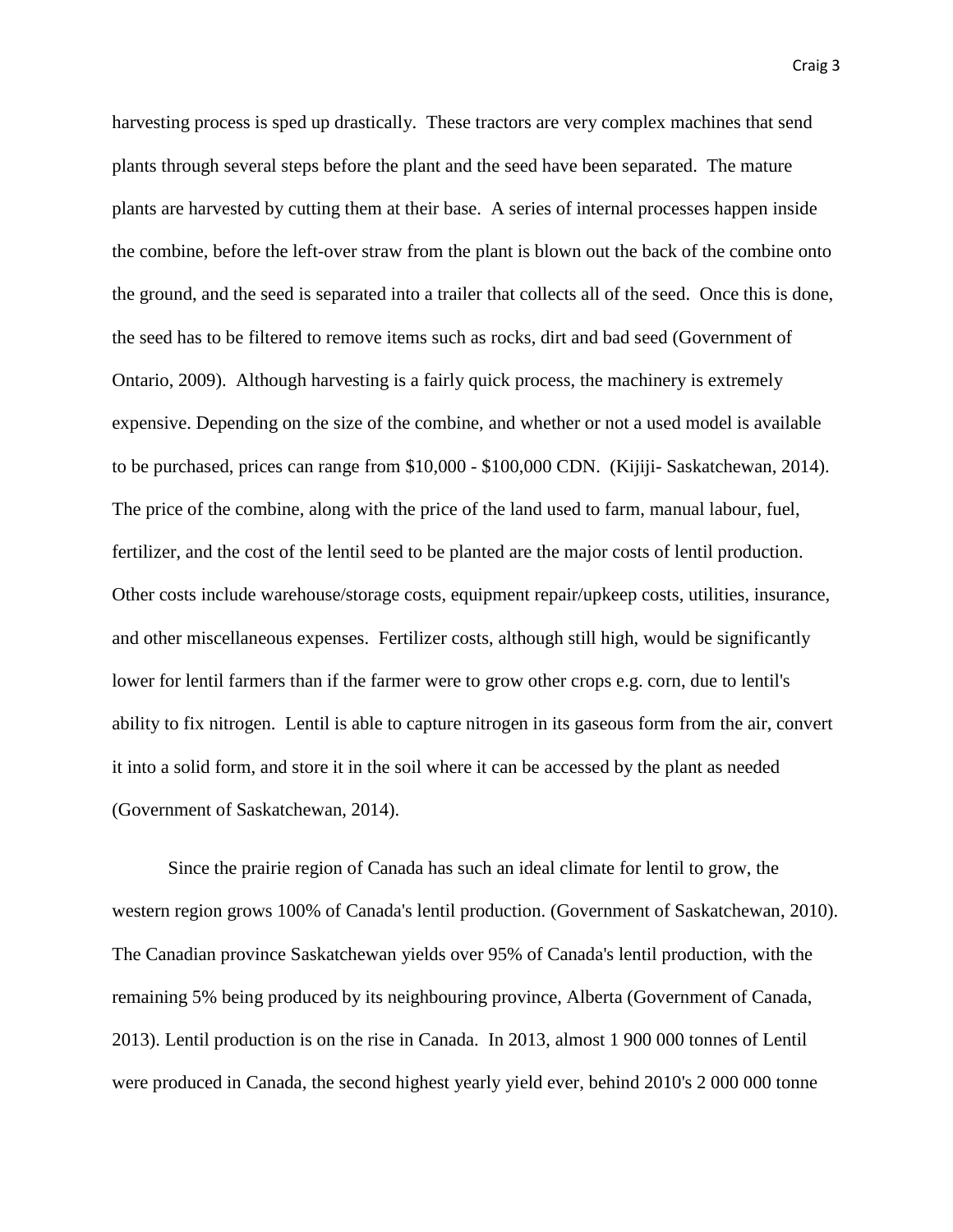harvesting process is sped up drastically. These tractors are very complex machines that send plants through several steps before the plant and the seed have been separated. The mature plants are harvested by cutting them at their base. A series of internal processes happen inside the combine, before the left-over straw from the plant is blown out the back of the combine onto the ground, and the seed is separated into a trailer that collects all of the seed. Once this is done, the seed has to be filtered to remove items such as rocks, dirt and bad seed (Government of Ontario, 2009). Although harvesting is a fairly quick process, the machinery is extremely expensive. Depending on the size of the combine, and whether or not a used model is available to be purchased, prices can range from $10,000 - $100,000 CDN. (Kijiji- Saskatchewan, 2014). The price of the combine, along with the price of the land used to farm, manual labour, fuel, fertilizer, and the cost of the lentil seed to be planted are the major costs of lentil production. Other costs include warehouse/storage costs, equipment repair/upkeep costs, utilities, insurance, and other miscellaneous expenses. Fertilizer costs, although still high, would be significantly lower for lentil farmers than if the farmer were to grow other crops e.g. corn, due to lentil's ability to fix nitrogen. Lentil is able to capture nitrogen in its gaseous form from the air, convert it into a solid form, and store it in the soil where it can be accessed by the plant as needed (Government of Saskatchewan, 2014).

Since the prairie region of Canada has such an ideal climate for lentil to grow, the western region grows 100% of Canada's lentil production. (Government of Saskatchewan, 2010). The Canadian province Saskatchewan yields over 95% of Canada's lentil production, with the remaining 5% being produced by its neighbouring province, Alberta (Government of Canada, 2013). Lentil production is on the rise in Canada. In 2013, almost 1 900 000 tonnes of Lentil were produced in Canada, the second highest yearly yield ever, behind 2010's 2 000 000 tonne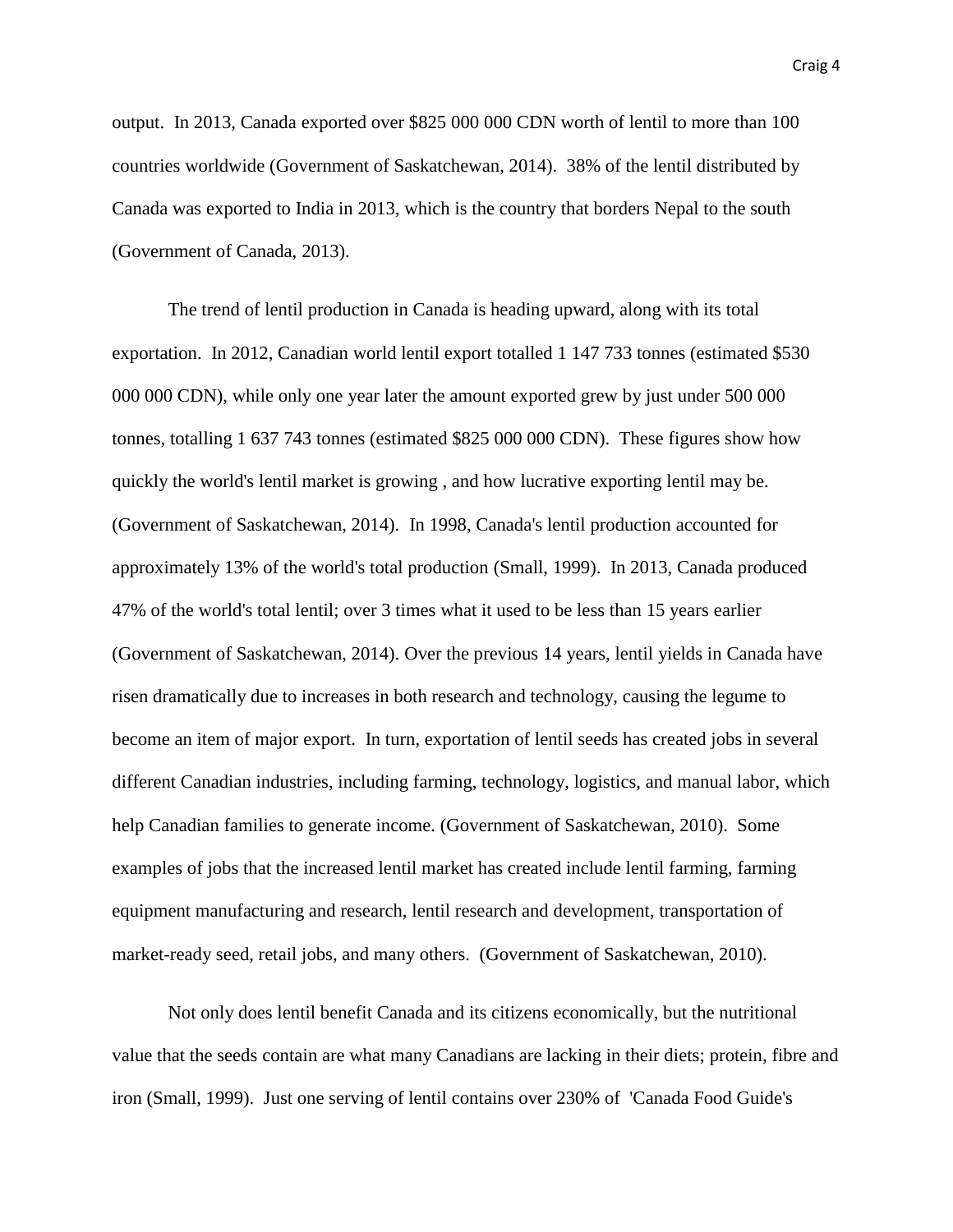output. In 2013, Canada exported over $825 000 000 CDN worth of lentil to more than 100 countries worldwide (Government of Saskatchewan, 2014). 38% of the lentil distributed by Canada was exported to India in 2013, which is the country that borders Nepal to the south (Government of Canada, 2013).

The trend of lentil production in Canada is heading upward, along with its total exportation. In 2012, Canadian world lentil export totalled 1 147 733 tonnes (estimated $530 000 000 CDN), while only one year later the amount exported grew by just under 500 000 tonnes, totalling 1 637 743 tonnes (estimated $825 000 000 CDN). These figures show how quickly the world's lentil market is growing , and how lucrative exporting lentil may be. (Government of Saskatchewan, 2014). In 1998, Canada's lentil production accounted for approximately 13% of the world's total production (Small, 1999). In 2013, Canada produced 47% of the world's total lentil; over 3 times what it used to be less than 15 years earlier (Government of Saskatchewan, 2014). Over the previous 14 years, lentil yields in Canada have risen dramatically due to increases in both research and technology, causing the legume to become an item of major export. In turn, exportation of lentil seeds has created jobs in several different Canadian industries, including farming, technology, logistics, and manual labor, which help Canadian families to generate income. (Government of Saskatchewan, 2010). Some examples of jobs that the increased lentil market has created include lentil farming, farming equipment manufacturing and research, lentil research and development, transportation of market-ready seed, retail jobs, and many others. (Government of Saskatchewan, 2010).

Not only does lentil benefit Canada and its citizens economically, but the nutritional value that the seeds contain are what many Canadians are lacking in their diets; protein, fibre and iron (Small, 1999). Just one serving of lentil contains over 230% of 'Canada Food Guide's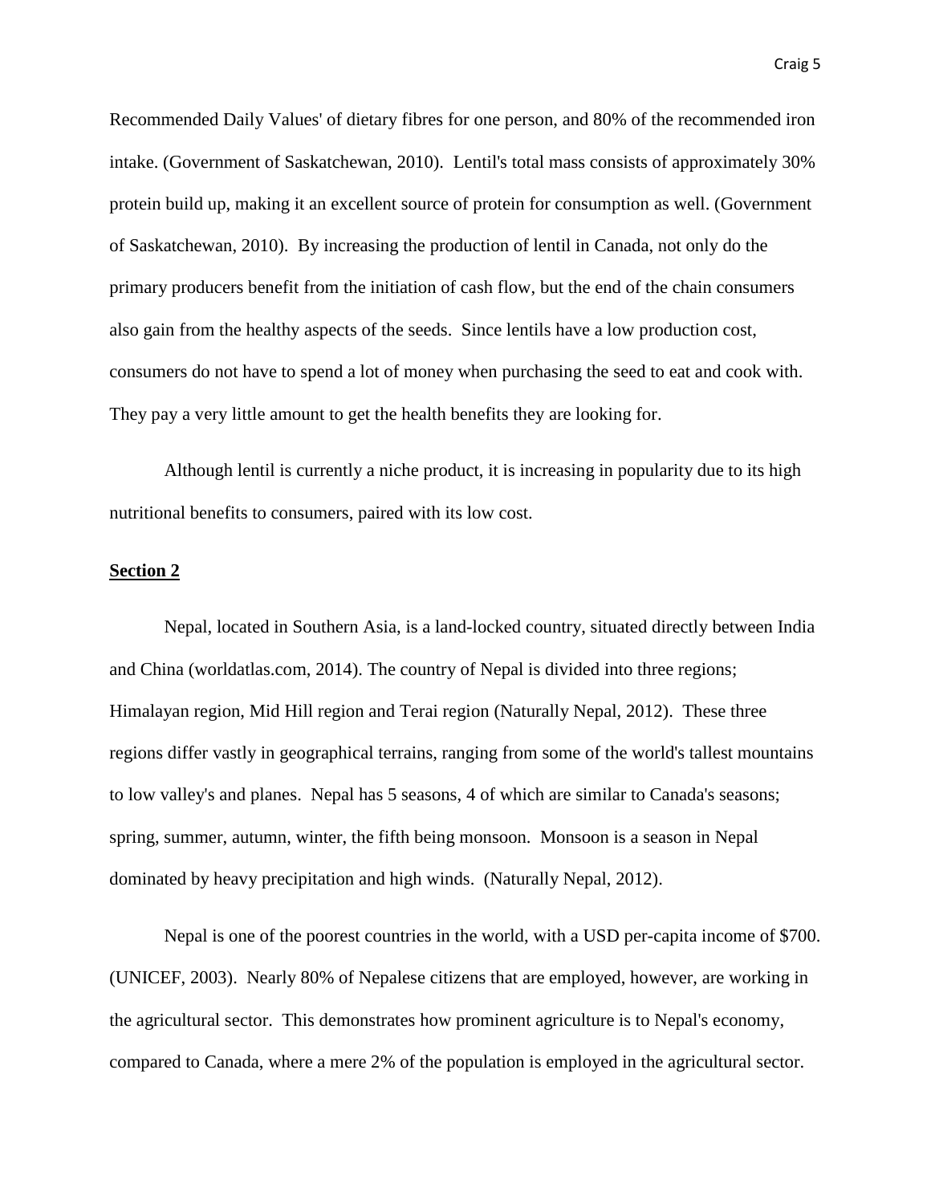Recommended Daily Values' of dietary fibres for one person, and 80% of the recommended iron intake. (Government of Saskatchewan, 2010). Lentil's total mass consists of approximately 30% protein build up, making it an excellent source of protein for consumption as well. (Government of Saskatchewan, 2010). By increasing the production of lentil in Canada, not only do the primary producers benefit from the initiation of cash flow, but the end of the chain consumers also gain from the healthy aspects of the seeds. Since lentils have a low production cost, consumers do not have to spend a lot of money when purchasing the seed to eat and cook with. They pay a very little amount to get the health benefits they are looking for.

Although lentil is currently a niche product, it is increasing in popularity due to its high nutritional benefits to consumers, paired with its low cost.

## Section 2

Nepal, located in Southern Asia, is a land-locked country, situated directly between India and China (worldatlas.com, 2014). The country of Nepal is divided into three regions; Himalayan region, Mid Hill region and Terai region (Naturally Nepal, 2012). These three regions differ vastly in geographical terrains, ranging from some of the world's tallest mountains to low valley's and planes. Nepal has 5 seasons, 4 of which are similar to Canada's seasons; spring, summer, autumn, winter, the fifth being monsoon. Monsoon is a season in Nepal dominated by heavy precipitation and high winds. (Naturally Nepal, 2012).

Nepal is one of the poorest countries in the world, with a USD per-capita income of $700. (UNICEF, 2003). Nearly 80% of Nepalese citizens that are employed, however, are working in the agricultural sector. This demonstrates how prominent agriculture is to Nepal's economy, compared to Canada, where a mere 2% of the population is employed in the agricultural sector.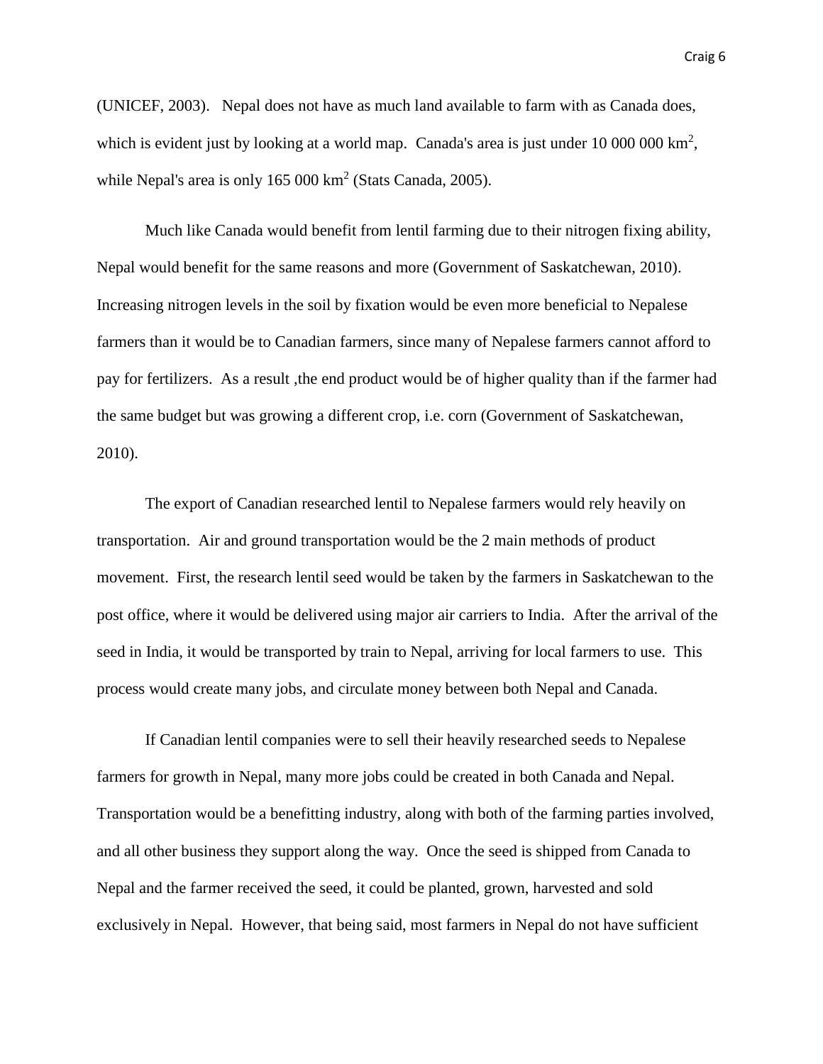(UNICEF, 2003). Nepal does not have as much land available to farm with as Canada does, which is evident just by looking at a world map. Canada's area is just under 10 000 000 $km^2$, while Nepal's area is only 165 000 $km^2$ (Stats Canada, 2005).

Much like Canada would benefit from lentil farming due to their nitrogen fixing ability, Nepal would benefit for the same reasons and more (Government of Saskatchewan, 2010). Increasing nitrogen levels in the soil by fixation would be even more beneficial to Nepalese farmers than it would be to Canadian farmers, since many of Nepalese farmers cannot afford to pay for fertilizers. As a result ,the end product would be of higher quality than if the farmer had the same budget but was growing a different crop, i.e. corn (Government of Saskatchewan, 2010).

The export of Canadian researched lentil to Nepalese farmers would rely heavily on transportation. Air and ground transportation would be the 2 main methods of product movement. First, the research lentil seed would be taken by the farmers in Saskatchewan to the post office, where it would be delivered using major air carriers to India. After the arrival of the seed in India, it would be transported by train to Nepal, arriving for local farmers to use. This process would create many jobs, and circulate money between both Nepal and Canada.

If Canadian lentil companies were to sell their heavily researched seeds to Nepalese farmers for growth in Nepal, many more jobs could be created in both Canada and Nepal. Transportation would be a benefitting industry, along with both of the farming parties involved, and all other business they support along the way. Once the seed is shipped from Canada to Nepal and the farmer received the seed, it could be planted, grown, harvested and sold exclusively in Nepal. However, that being said, most farmers in Nepal do not have sufficient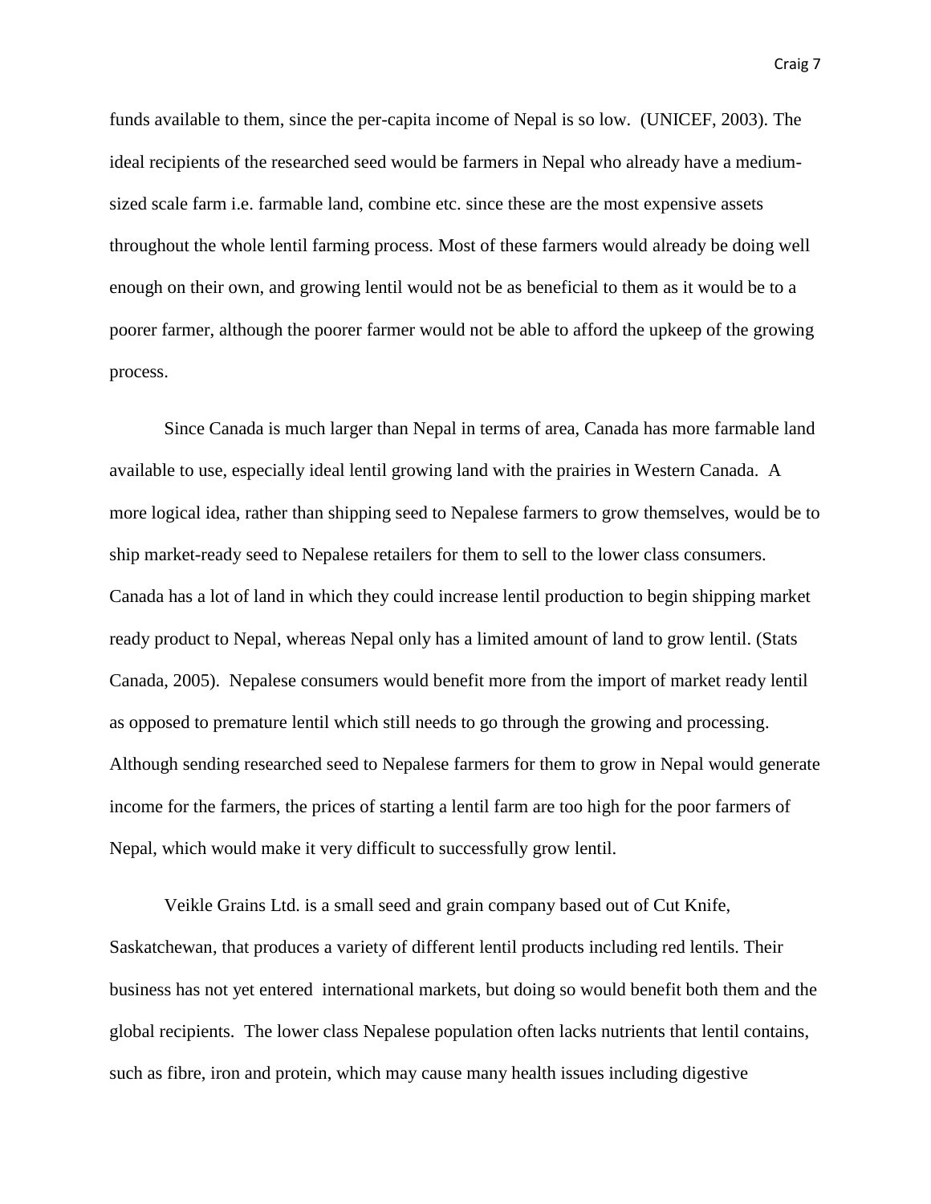funds available to them, since the per-capita income of Nepal is so low. (UNICEF, 2003). The ideal recipients of the researched seed would be farmers in Nepal who already have a medium-sized scale farm i.e. farmable land, combine etc. since these are the most expensive assets throughout the whole lentil farming process. Most of these farmers would already be doing well enough on their own, and growing lentil would not be as beneficial to them as it would be to a poorer farmer, although the poorer farmer would not be able to afford the upkeep of the growing process.

Since Canada is much larger than Nepal in terms of area, Canada has more farmable land available to use, especially ideal lentil growing land with the prairies in Western Canada. A more logical idea, rather than shipping seed to Nepalese farmers to grow themselves, would be to ship market-ready seed to Nepalese retailers for them to sell to the lower class consumers. Canada has a lot of land in which they could increase lentil production to begin shipping market ready product to Nepal, whereas Nepal only has a limited amount of land to grow lentil. (Stats Canada, 2005). Nepalese consumers would benefit more from the import of market ready lentil as opposed to premature lentil which still needs to go through the growing and processing. Although sending researched seed to Nepalese farmers for them to grow in Nepal would generate income for the farmers, the prices of starting a lentil farm are too high for the poor farmers of Nepal, which would make it very difficult to successfully grow lentil.

Veikle Grains Ltd. is a small seed and grain company based out of Cut Knife, Saskatchewan, that produces a variety of different lentil products including red lentils. Their business has not yet entered international markets, but doing so would benefit both them and the global recipients. The lower class Nepalese population often lacks nutrients that lentil contains, such as fibre, iron and protein, which may cause many health issues including digestive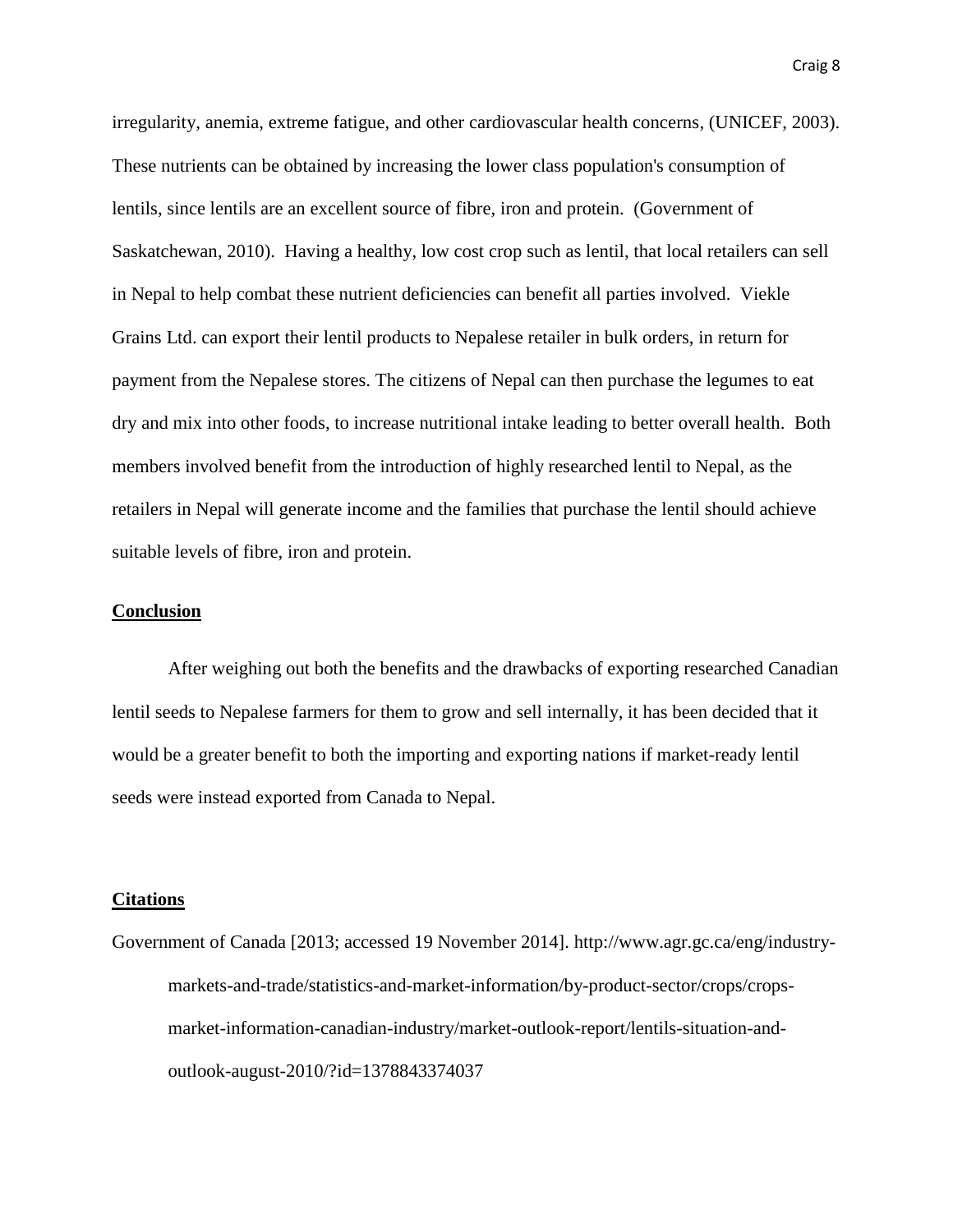irregularity, anemia, extreme fatigue, and other cardiovascular health concerns, (UNICEF, 2003). These nutrients can be obtained by increasing the lower class population's consumption of lentils, since lentils are an excellent source of fibre, iron and protein. (Government of Saskatchewan, 2010). Having a healthy, low cost crop such as lentil, that local retailers can sell in Nepal to help combat these nutrient deficiencies can benefit all parties involved. Viekle Grains Ltd. can export their lentil products to Nepalese retailer in bulk orders, in return for payment from the Nepalese stores. The citizens of Nepal can then purchase the legumes to eat dry and mix into other foods, to increase nutritional intake leading to better overall health. Both members involved benefit from the introduction of highly researched lentil to Nepal, as the retailers in Nepal will generate income and the families that purchase the lentil should achieve suitable levels of fibre, iron and protein.

## Conclusion

After weighing out both the benefits and the drawbacks of exporting researched Canadian lentil seeds to Nepalese farmers for them to grow and sell internally, it has been decided that it would be a greater benefit to both the importing and exporting nations if market-ready lentil seeds were instead exported from Canada to Nepal.

## Citations

Government of Canada [2013; accessed 19 November 2014]. http://www.agr.gc.ca/eng/industry-markets-and-trade/statistics-and-market-information/by-product-sector/crops/crops-market-information-canadian-industry/market-outlook-report/lentils-situation-and-outlook-august-2010/?id=1378843374037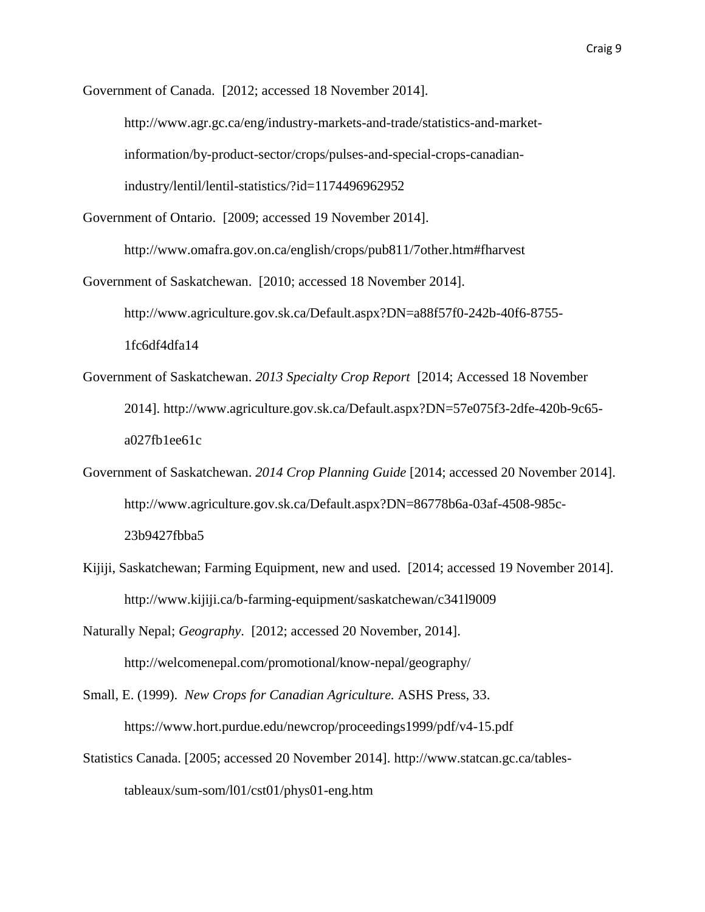Government of Canada. [2012; accessed 18 November 2014]. http://www.agr.gc.ca/eng/industry-markets-and-trade/statistics-and-market-information/by-product-sector/crops/pulses-and-special-crops-canadian-industry/lentil/lentil-statistics/?id=1174496962952

Government of Ontario. [2009; accessed 19 November 2014]. http://www.omafra.gov.on.ca/english/crops/pub811/7other.htm#fharvest

Government of Saskatchewan. [2010; accessed 18 November 2014]. http://www.agriculture.gov.sk.ca/Default.aspx?DN=a88f57f0-242b-40f6-8755-1fc6df4dfa14

Government of Saskatchewan. *2013 Specialty Crop Report* [2014; Accessed 18 November 2014]. http://www.agriculture.gov.sk.ca/Default.aspx?DN=57e075f3-2dfe-420b-9c65-a027fb1ee61c

Government of Saskatchewan. *2014 Crop Planning Guide* [2014; accessed 20 November 2014]. http://www.agriculture.gov.sk.ca/Default.aspx?DN=86778b6a-03af-4508-985c-23b9427fbba5

Kijiji, Saskatchewan; Farming Equipment, new and used. [2014; accessed 19 November 2014]. http://www.kijiji.ca/b-farming-equipment/saskatchewan/c341l9009

Naturally Nepal; *Geography*. [2012; accessed 20 November, 2014]. http://welcomenepal.com/promotional/know-nepal/geography/

Small, E. (1999). *New Crops for Canadian Agriculture.* ASHS Press, 33. https://www.hort.purdue.edu/newcrop/proceedings1999/pdf/v4-15.pdf

Statistics Canada. [2005; accessed 20 November 2014]. http://www.statcan.gc.ca/tables-tableaux/sum-som/l01/cst01/phys01-eng.htm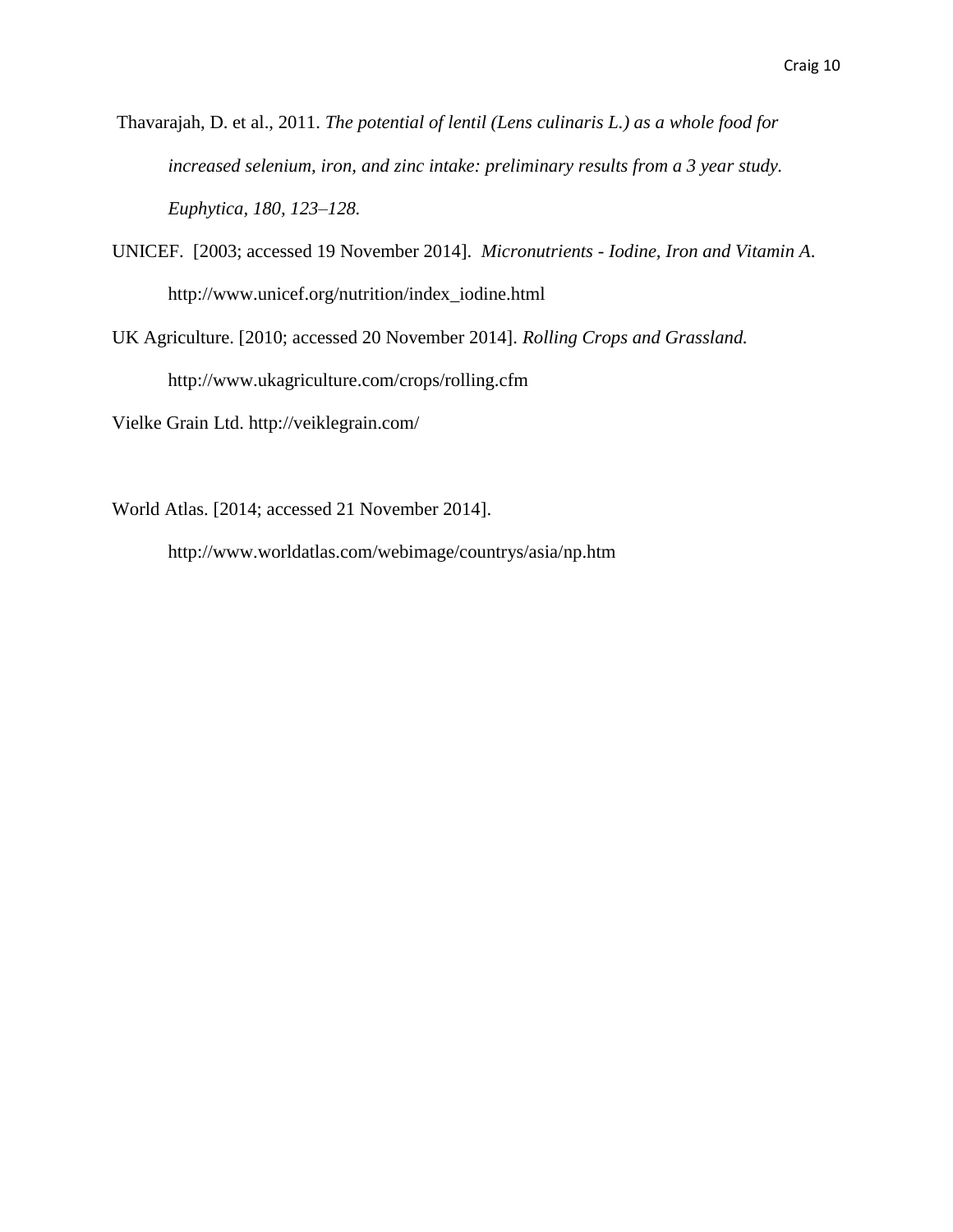Thavarajah, D. et al., 2011. *The potential of lentil (Lens culinaris L.) as a whole food for increased selenium, iron, and zinc intake: preliminary results from a 3 year study. Euphytica, 180, 123–128.*

UNICEF. [2003; accessed 19 November 2014]. *Micronutrients - Iodine, Iron and Vitamin A*. http://www.unicef.org/nutrition/index_iodine.html

UK Agriculture. [2010; accessed 20 November 2014]. *Rolling Crops and Grassland.* http://www.ukagriculture.com/crops/rolling.cfm

Vielke Grain Ltd. http://veiklegrain.com/

World Atlas. [2014; accessed 21 November 2014]. http://www.worldatlas.com/webimage/countrys/asia/np.htm